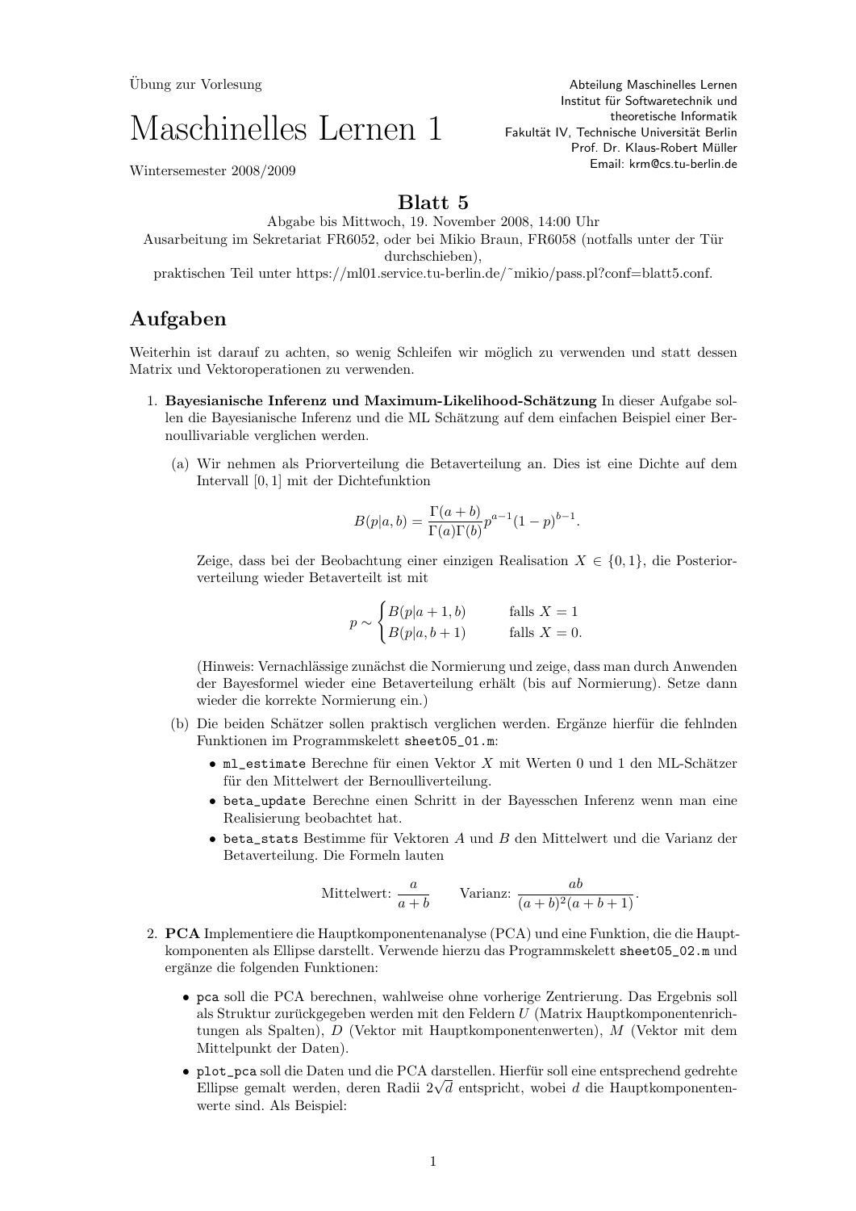Übung zur Vorlesung

# Maschinelles Lernen 1

Wintersemester 2008/2009

Abteilung Maschinelles Lernen
Institut für Softwaretechnik und theoretische Informatik
Fakultät IV, Technische Universität Berlin
Prof. Dr. Klaus-Robert Müller
Email: krm@cs.tu-berlin.de

## Blatt 5

Abgabe bis Mittwoch, 19. November 2008, 14:00 Uhr
Ausarbeitung im Sekretariat FR6052, oder bei Mikio Braun, FR6058 (notfalls unter der Tür durchschieben),
praktischen Teil unter https://ml01.service.tu-berlin.de/~mikio/pass.pl?conf=blatt5.conf.

## Aufgaben

Weiterhin ist darauf zu achten, so wenig Schleifen wir möglich zu verwenden und statt dessen Matrix und Vektoroperationen zu verwenden.

1. **Bayesianische Inferenz und Maximum-Likelihood-Schätzung** In dieser Aufgabe sollen die Bayesianische Inferenz und die ML Schätzung auf dem einfachen Beispiel einer Bernoullivariable verglichen werden.

   (a) Wir nehmen als Priorverteilung die Betaverteilung an. Dies ist eine Dichte auf dem Intervall $[0, 1]$ mit der Dichtefunktion

   $$B(p|a, b) = \frac{\Gamma(a+b)}{\Gamma(a)\Gamma(b)} p^{a-1}(1-p)^{b-1}.$$

   Zeige, dass bei der Beobachtung einer einzigen Realisation $X \in \{0, 1\}$, die Posteriorverteilung wieder Betaverteilt ist mit

   $$p \sim \begin{cases} B(p|a+1, b) & \text{falls } X = 1 \\ B(p|a, b+1) & \text{falls } X = 0. \end{cases}$$

   (Hinweis: Vernachlässige zunächst die Normierung und zeige, dass man durch Anwenden der Bayesformel wieder eine Betaverteilung erhält (bis auf Normierung). Setze dann wieder die korrekte Normierung ein.)

   (b) Die beiden Schätzer sollen praktisch verglichen werden. Ergänze hierfür die fehlnden Funktionen im Programmskelett `sheet05_01.m`:

   - `ml_estimate` Berechne für einen Vektor $X$ mit Werten 0 und 1 den ML-Schätzer für den Mittelwert der Bernoulliverteilung.
   - `beta_update` Berechne einen Schritt in der Bayesschen Inferenz wenn man eine Realisierung beobachtet hat.
   - `beta_stats` Bestimme für Vektoren $A$ und $B$ den Mittelwert und die Varianz der Betaverteilung. Die Formeln lauten

   $$\text{Mittelwert: } \frac{a}{a+b} \qquad \text{Varianz: } \frac{ab}{(a+b)^2(a+b+1)}.$$

2. **PCA** Implementiere die Hauptkomponentenanalyse (PCA) und eine Funktion, die die Hauptkomponenten als Ellipse darstellt. Verwende hierzu das Programmskelett `sheet05_02.m` und ergänze die folgenden Funktionen:

   - `pca` soll die PCA berechnen, wahlweise ohne vorherige Zentrierung. Das Ergebnis soll als Struktur zurückgegeben werden mit den Feldern $U$ (Matrix Hauptkomponentenrichtungen als Spalten), $D$ (Vektor mit Hauptkomponentenwerten), $M$ (Vektor mit dem Mittelpunkt der Daten).
   - `plot_pca` soll die Daten und die PCA darstellen. Hierfür soll eine entsprechend gedrehte Ellipse gemalt werden, deren Radii $2\sqrt{d}$ entspricht, wobei $d$ die Hauptkomponentenwerte sind. Als Beispiel: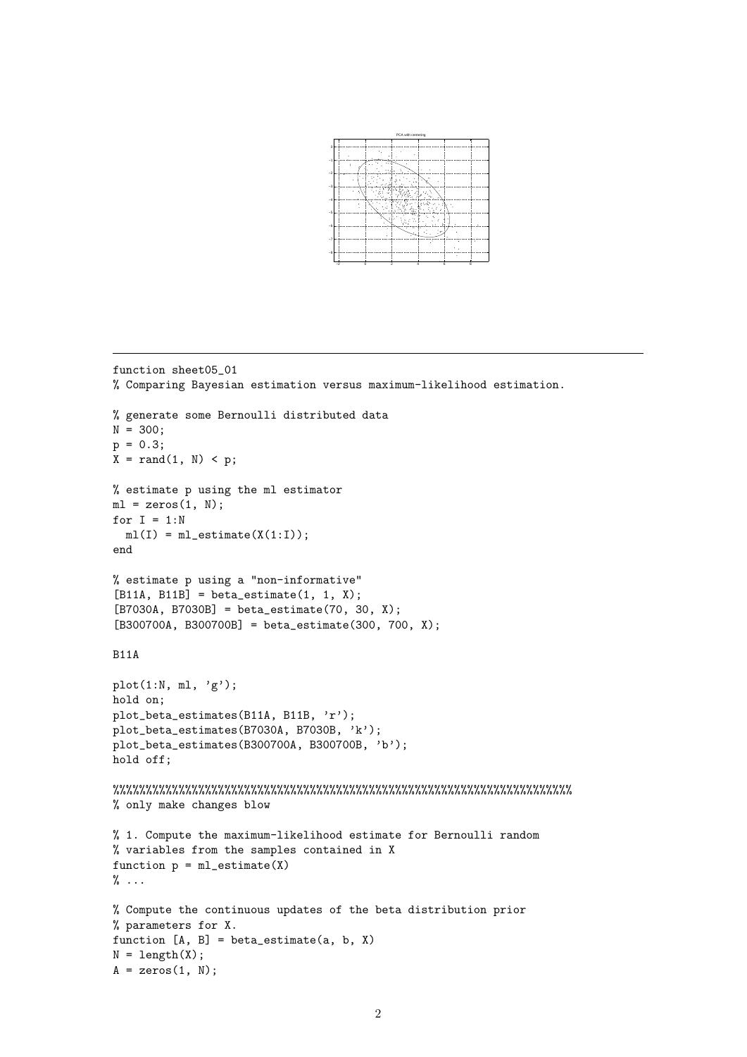PCA with centering

---

```
function sheet05_01
% Comparing Bayesian estimation versus maximum-likelihood estimation.

% generate some Bernoulli distributed data
N = 300;
p = 0.3;
X = rand(1, N) < p;

% estimate p using the ml estimator
ml = zeros(1, N);
for I = 1:N
  ml(I) = ml_estimate(X(1:I));
end

% estimate p using a "non-informative"
[B11A, B11B] = beta_estimate(1, 1, X);
[B7030A, B7030B] = beta_estimate(70, 30, X);
[B300700A, B300700B] = beta_estimate(300, 700, X);

B11A

plot(1:N, ml, 'g');
hold on;
plot_beta_estimates(B11A, B11B, 'r');
plot_beta_estimates(B7030A, B7030B, 'k');
plot_beta_estimates(B300700A, B300700B, 'b');
hold off;

%%%%%%%%%%%%%%%%%%%%%%%%%%%%%%%%%%%%%%%%%%%%%%%%%%%%%%%%%%%%%%%%%%%%%%%%
% only make changes blow

% 1. Compute the maximum-likelihood estimate for Bernoulli random
% variables from the samples contained in X
function p = ml_estimate(X)
% ...

% Compute the continuous updates of the beta distribution prior
% parameters for X.
function [A, B] = beta_estimate(a, b, X)
N = length(X);
A = zeros(1, N);
```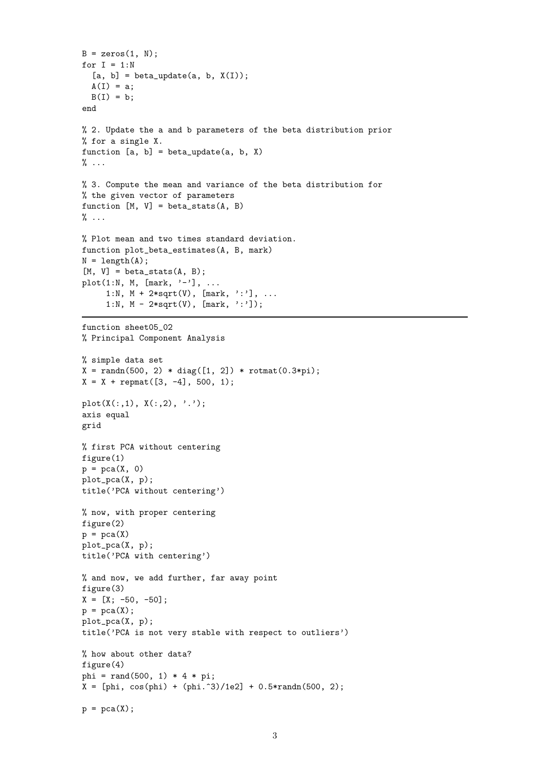```
B = zeros(1, N);
for I = 1:N
  [a, b] = beta_update(a, b, X(I));
  A(I) = a;
  B(I) = b;
end

% 2. Update the a and b parameters of the beta distribution prior
% for a single X.
function [a, b] = beta_update(a, b, X)
% ...

% 3. Compute the mean and variance of the beta distribution for
% the given vector of parameters
function [M, V] = beta_stats(A, B)
% ...

% Plot mean and two times standard deviation.
function plot_beta_estimates(A, B, mark)
N = length(A);
[M, V] = beta_stats(A, B);
plot(1:N, M, [mark, '-'], ...
     1:N, M + 2*sqrt(V), [mark, ':'], ...
     1:N, M - 2*sqrt(V), [mark, ':']);
```

---

```
function sheet05_02
% Principal Component Analysis

% simple data set
X = randn(500, 2) * diag([1, 2]) * rotmat(0.3*pi);
X = X + repmat([3, -4], 500, 1);

plot(X(:,1), X(:,2), '.');
axis equal
grid

% first PCA without centering
figure(1)
p = pca(X, 0)
plot_pca(X, p);
title('PCA without centering')

% now, with proper centering
figure(2)
p = pca(X)
plot_pca(X, p);
title('PCA with centering')

% and now, we add further, far away point
figure(3)
X = [X; -50, -50];
p = pca(X);
plot_pca(X, p);
title('PCA is not very stable with respect to outliers')

% how about other data?
figure(4)
phi = rand(500, 1) * 4 * pi;
X = [phi, cos(phi) + (phi.^3)/1e2] + 0.5*randn(500, 2);

p = pca(X);
```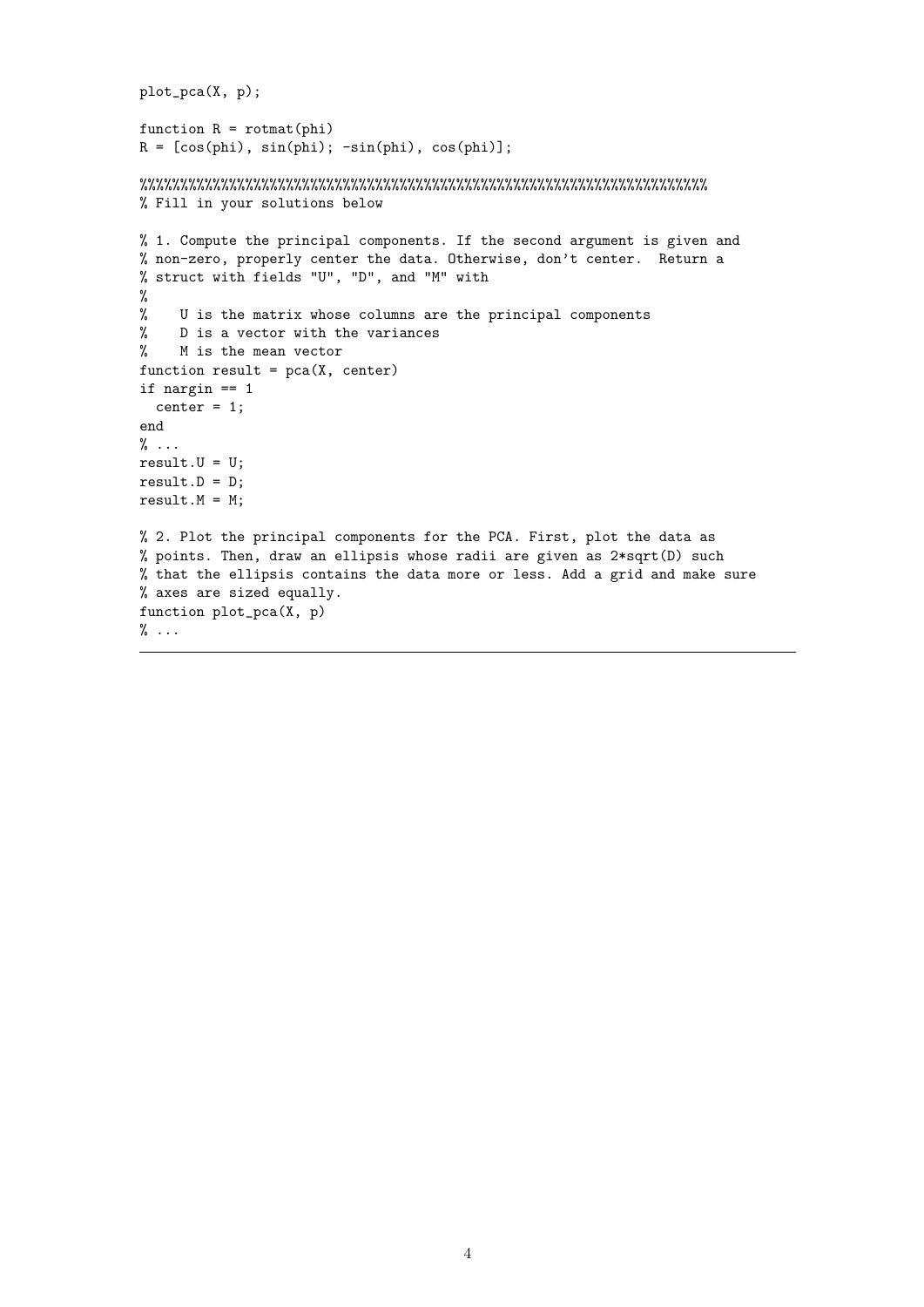```
plot_pca(X, p);

function R = rotmat(phi)
R = [cos(phi), sin(phi); -sin(phi), cos(phi)];

%%%%%%%%%%%%%%%%%%%%%%%%%%%%%%%%%%%%%%%%%%%%%%%%%%%%%%%%%%%%%%%%%%%%%%
% Fill in your solutions below

% 1. Compute the principal components. If the second argument is given and
% non-zero, properly center the data. Otherwise, don't center.  Return a
% struct with fields "U", "D", and "M" with
%
%    U is the matrix whose columns are the principal components
%    D is a vector with the variances
%    M is the mean vector
function result = pca(X, center)
if nargin == 1
  center = 1;
end
% ...
result.U = U;
result.D = D;
result.M = M;

% 2. Plot the principal components for the PCA. First, plot the data as
% points. Then, draw an ellipsis whose radii are given as 2*sqrt(D) such
% that the ellipsis contains the data more or less. Add a grid and make sure
% axes are sized equally.
function plot_pca(X, p)
% ...
```